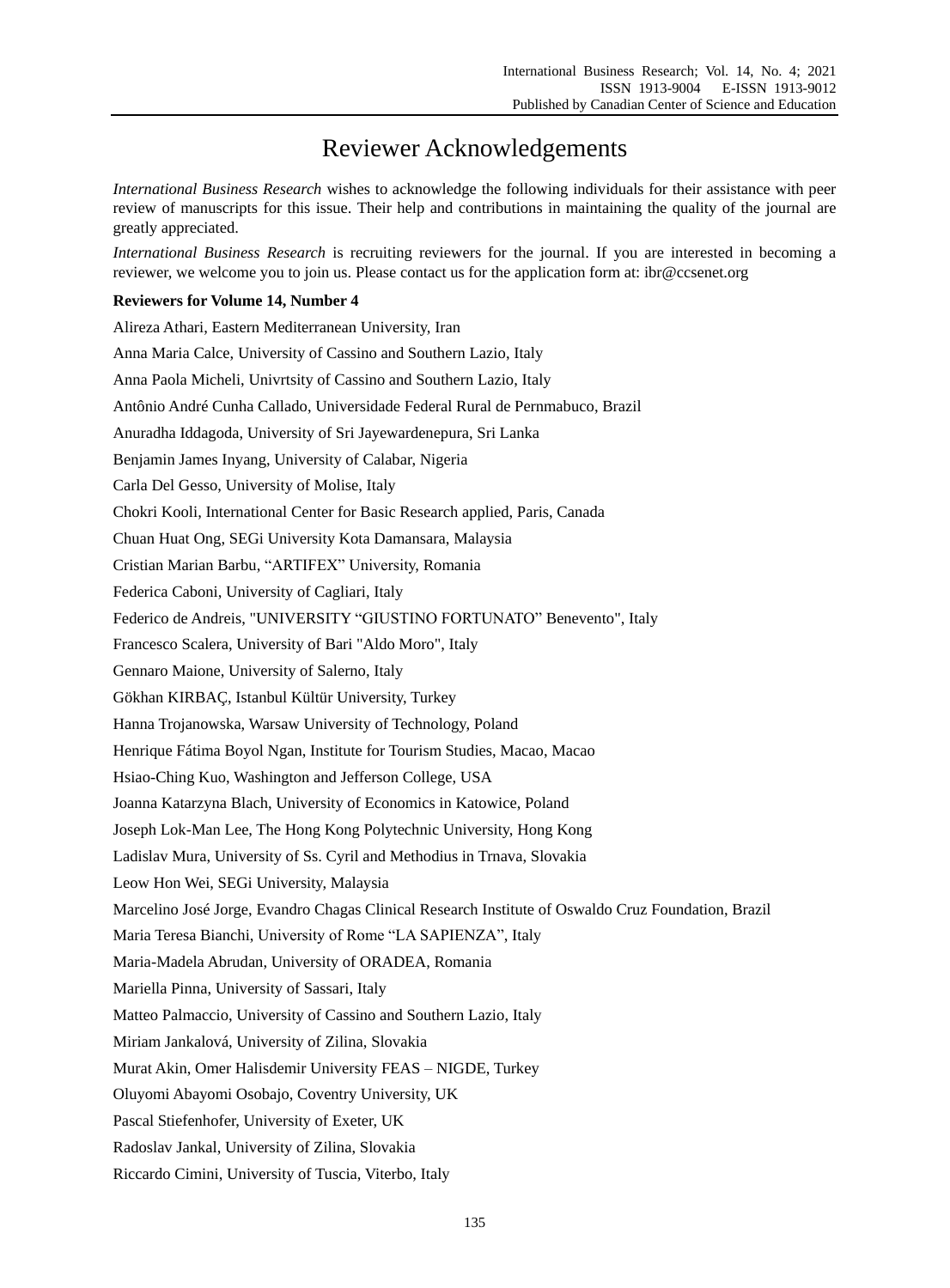# Reviewer Acknowledgements

*International Business Research* wishes to acknowledge the following individuals for their assistance with peer review of manuscripts for this issue. Their help and contributions in maintaining the quality of the journal are greatly appreciated.

*International Business Research* is recruiting reviewers for the journal. If you are interested in becoming a reviewer, we welcome you to join us. Please contact us for the application form at: ibr@ccsenet.org

**Reviewers for Volume 14, Number 4**

Alireza Athari, Eastern Mediterranean University, Iran

Anna Maria Calce, University of Cassino and Southern Lazio, Italy

Anna Paola Micheli, Univrtsity of Cassino and Southern Lazio, Italy

Antônio André Cunha Callado, Universidade Federal Rural de Pernmabuco, Brazil

Anuradha Iddagoda, University of Sri Jayewardenepura, Sri Lanka

Benjamin James Inyang, University of Calabar, Nigeria

Carla Del Gesso, University of Molise, Italy

Chokri Kooli, International Center for Basic Research applied, Paris, Canada

Chuan Huat Ong, SEGi University Kota Damansara, Malaysia

Cristian Marian Barbu, "ARTIFEX" University, Romania

Federica Caboni, University of Cagliari, Italy

Federico de Andreis, "UNIVERSITY "GIUSTINO FORTUNATO" Benevento", Italy

Francesco Scalera, University of Bari "Aldo Moro", Italy

Gennaro Maione, University of Salerno, Italy

Gökhan KIRBAÇ, Istanbul Kültür University, Turkey

Hanna Trojanowska, Warsaw University of Technology, Poland

Henrique Fátima Boyol Ngan, Institute for Tourism Studies, Macao, Macao

Hsiao-Ching Kuo, Washington and Jefferson College, USA

Joanna Katarzyna Blach, University of Economics in Katowice, Poland

Joseph Lok-Man Lee, The Hong Kong Polytechnic University, Hong Kong

Ladislav Mura, University of Ss. Cyril and Methodius in Trnava, Slovakia

Leow Hon Wei, SEGi University, Malaysia

Marcelino José Jorge, Evandro Chagas Clinical Research Institute of Oswaldo Cruz Foundation, Brazil

Maria Teresa Bianchi, University of Rome "LA SAPIENZA", Italy

Maria-Madela Abrudan, University of ORADEA, Romania

Mariella Pinna, University of Sassari, Italy

Matteo Palmaccio, University of Cassino and Southern Lazio, Italy

Miriam Jankalová, University of Zilina, Slovakia

Murat Akin, Omer Halisdemir University FEAS – NIGDE, Turkey

Oluyomi Abayomi Osobajo, Coventry University, UK

Pascal Stiefenhofer, University of Exeter, UK

Radoslav Jankal, University of Zilina, Slovakia

Riccardo Cimini, University of Tuscia, Viterbo, Italy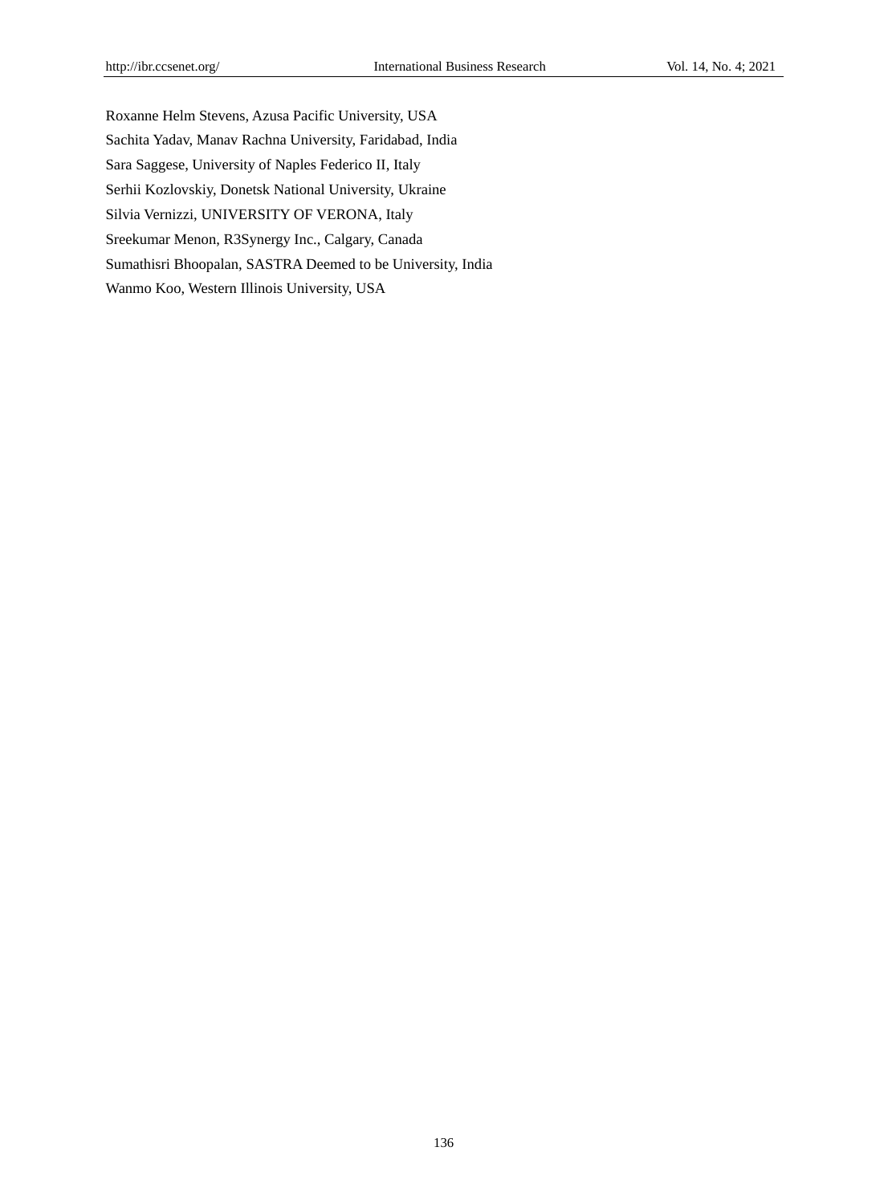Roxanne Helm Stevens, Azusa Pacific University, USA

Sachita Yadav, Manav Rachna University, Faridabad, India

Sara Saggese, University of Naples Federico II, Italy

Serhii Kozlovskiy, Donetsk National University, Ukraine

Silvia Vernizzi, UNIVERSITY OF VERONA, Italy

Sreekumar Menon, R3Synergy Inc., Calgary, Canada

Sumathisri Bhoopalan, SASTRA Deemed to be University, India

Wanmo Koo, Western Illinois University, USA